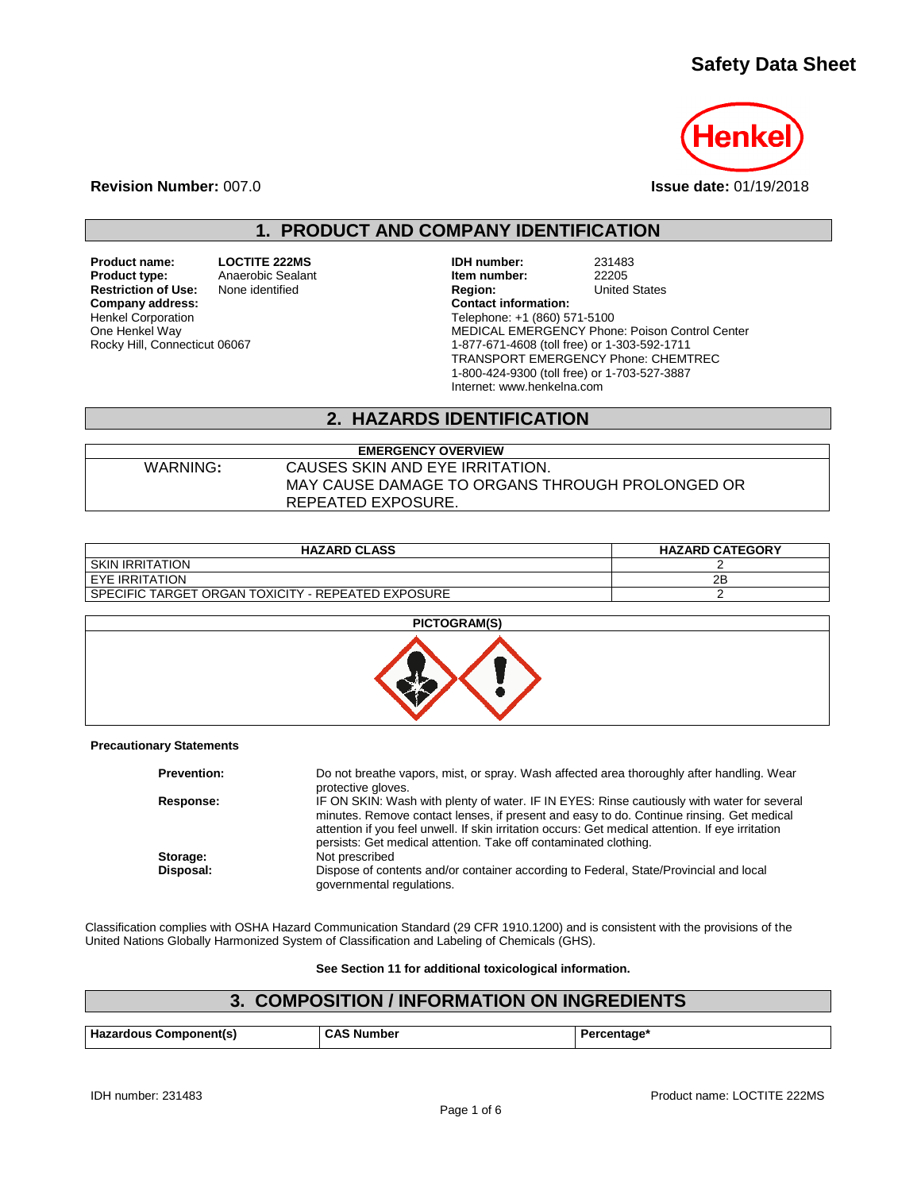# Safety Data Sheet

**Revision Number:** 007.0

**Issue date:** 01/19/2018

## 1. PRODUCT AND COMPANY IDENTIFICATION

**Product name:** LOCTITE 222MS
**Product type:** Anaerobic Sealant
**Restriction of Use:** None identified
**Company address:**
Henkel Corporation
One Henkel Way
Rocky Hill, Connecticut 06067

**IDH number:** 231483
**Item number:** 22205
**Region:** United States
**Contact information:**
Telephone: +1 (860) 571-5100
MEDICAL EMERGENCY Phone: Poison Control Center
1-877-671-4608 (toll free) or 1-303-592-1711
TRANSPORT EMERGENCY Phone: CHEMTREC
1-800-424-9300 (toll free) or 1-703-527-3887
Internet: www.henkelna.com

## 2. HAZARDS IDENTIFICATION

| EMERGENCY OVERVIEW | |
|---|---|
| WARNING: | CAUSES SKIN AND EYE IRRITATION. MAY CAUSE DAMAGE TO ORGANS THROUGH PROLONGED OR REPEATED EXPOSURE. |

| HAZARD CLASS | HAZARD CATEGORY |
|---|---|
| SKIN IRRITATION | 2 |
| EYE IRRITATION | 2B |
| SPECIFIC TARGET ORGAN TOXICITY - REPEATED EXPOSURE | 2 |

**PICTOGRAM(S)**

**Precautionary Statements**

**Prevention:** Do not breathe vapors, mist, or spray. Wash affected area thoroughly after handling. Wear protective gloves.

**Response:** IF ON SKIN: Wash with plenty of water. IF IN EYES: Rinse cautiously with water for several minutes. Remove contact lenses, if present and easy to do. Continue rinsing. Get medical attention if you feel unwell. If skin irritation occurs: Get medical attention. If eye irritation persists: Get medical attention. Take off contaminated clothing.

**Storage:** Not prescribed

**Disposal:** Dispose of contents and/or container according to Federal, State/Provincial and local governmental regulations.

Classification complies with OSHA Hazard Communication Standard (29 CFR 1910.1200) and is consistent with the provisions of the United Nations Globally Harmonized System of Classification and Labeling of Chemicals (GHS).

**See Section 11 for additional toxicological information.**

## 3. COMPOSITION / INFORMATION ON INGREDIENTS

| Hazardous Component(s) | CAS Number | Percentage* |
|---|---|---|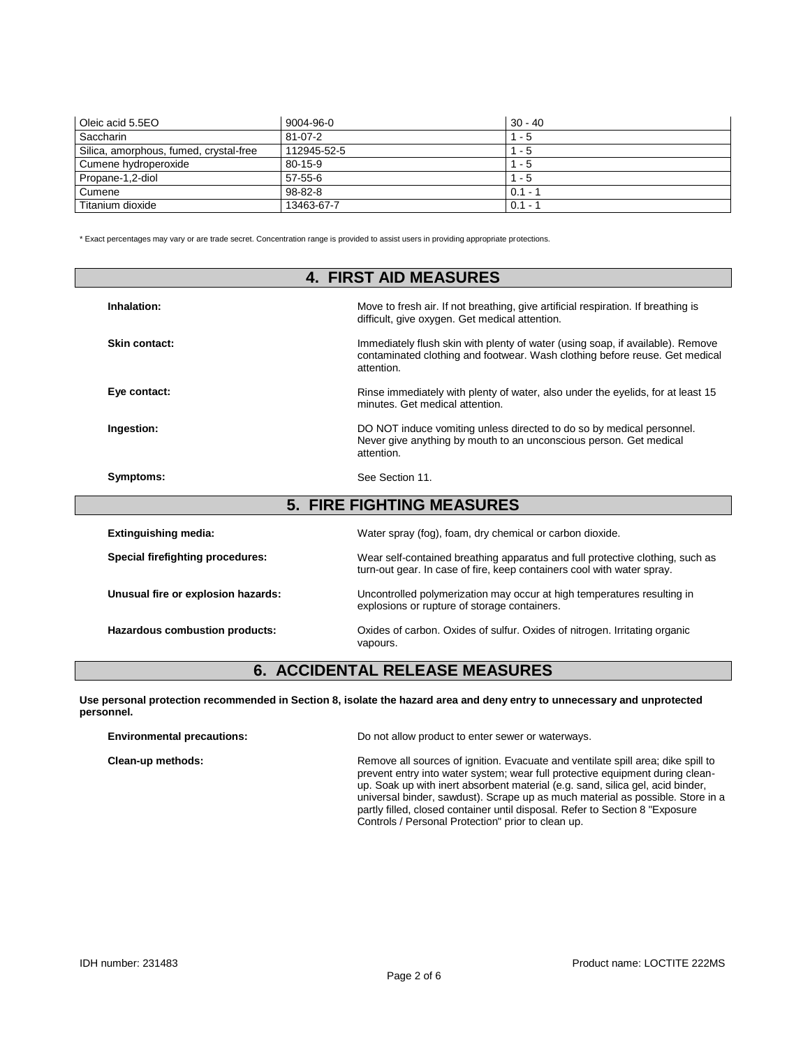| Oleic acid 5.5EO | 9004-96-0 | 30 - 40 |
| --- | --- | --- |
| Saccharin | 81-07-2 | 1 - 5 |
| Silica, amorphous, fumed, crystal-free | 112945-52-5 | 1 - 5 |
| Cumene hydroperoxide | 80-15-9 | 1 - 5 |
| Propane-1,2-diol | 57-55-6 | 1 - 5 |
| Cumene | 98-82-8 | 0.1 - 1 |
| Titanium dioxide | 13463-67-7 | 0.1 - 1 |

* Exact percentages may vary or are trade secret. Concentration range is provided to assist users in providing appropriate protections.

## 4. FIRST AID MEASURES

**Inhalation:** Move to fresh air. If not breathing, give artificial respiration. If breathing is difficult, give oxygen. Get medical attention.

**Skin contact:** Immediately flush skin with plenty of water (using soap, if available). Remove contaminated clothing and footwear. Wash clothing before reuse. Get medical attention.

**Eye contact:** Rinse immediately with plenty of water, also under the eyelids, for at least 15 minutes. Get medical attention.

**Ingestion:** DO NOT induce vomiting unless directed to do so by medical personnel. Never give anything by mouth to an unconscious person. Get medical attention.

**Symptoms:** See Section 11.

## 5. FIRE FIGHTING MEASURES

**Extinguishing media:** Water spray (fog), foam, dry chemical or carbon dioxide.

**Special firefighting procedures:** Wear self-contained breathing apparatus and full protective clothing, such as turn-out gear. In case of fire, keep containers cool with water spray.

**Unusual fire or explosion hazards:** Uncontrolled polymerization may occur at high temperatures resulting in explosions or rupture of storage containers.

**Hazardous combustion products:** Oxides of carbon. Oxides of sulfur. Oxides of nitrogen. Irritating organic vapours.

## 6. ACCIDENTAL RELEASE MEASURES

**Use personal protection recommended in Section 8, isolate the hazard area and deny entry to unnecessary and unprotected personnel.**

**Environmental precautions:** Do not allow product to enter sewer or waterways.

**Clean-up methods:** Remove all sources of ignition. Evacuate and ventilate spill area; dike spill to prevent entry into water system; wear full protective equipment during clean-up. Soak up with inert absorbent material (e.g. sand, silica gel, acid binder, universal binder, sawdust). Scrape up as much material as possible. Store in a partly filled, closed container until disposal. Refer to Section 8 "Exposure Controls / Personal Protection" prior to clean up.

IDH number: 231483

Product name: LOCTITE 222MS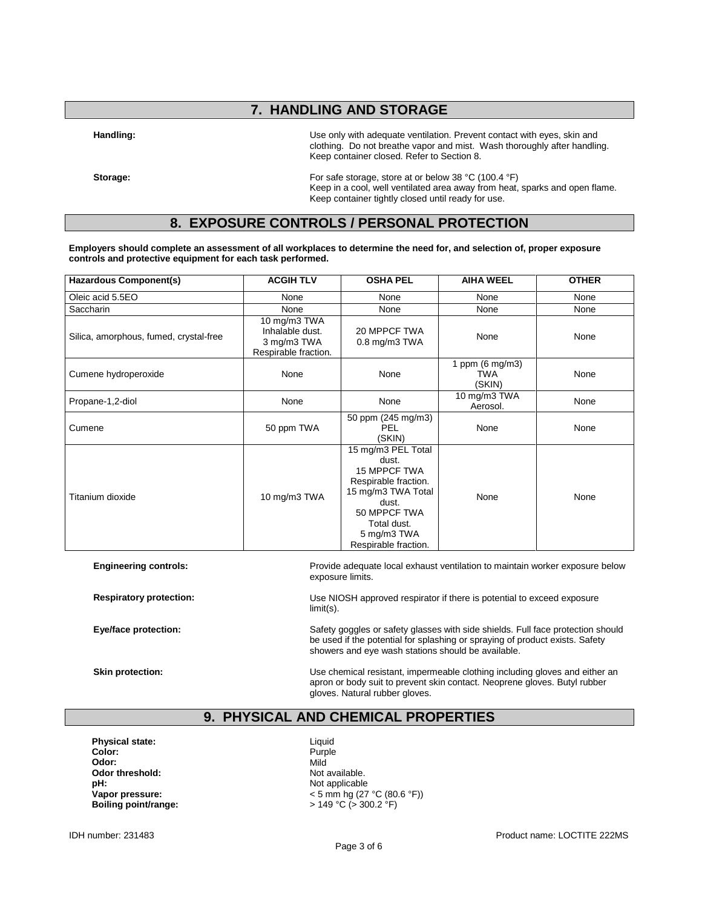## 7. HANDLING AND STORAGE

**Handling:** Use only with adequate ventilation. Prevent contact with eyes, skin and clothing. Do not breathe vapor and mist. Wash thoroughly after handling. Keep container closed. Refer to Section 8.

**Storage:** For safe storage, store at or below 38 °C (100.4 °F)
Keep in a cool, well ventilated area away from heat, sparks and open flame.
Keep container tightly closed until ready for use.

## 8. EXPOSURE CONTROLS / PERSONAL PROTECTION

**Employers should complete an assessment of all workplaces to determine the need for, and selection of, proper exposure controls and protective equipment for each task performed.**

| Hazardous Component(s) | ACGIH TLV | OSHA PEL | AIHA WEEL | OTHER |
|---|---|---|---|---|
| Oleic acid 5.5EO | None | None | None | None |
| Saccharin | None | None | None | None |
| Silica, amorphous, fumed, crystal-free | 10 mg/m3 TWA Inhalable dust. 3 mg/m3 TWA Respirable fraction. | 20 MPPCF TWA 0.8 mg/m3 TWA | None | None |
| Cumene hydroperoxide | None | None | 1 ppm (6 mg/m3) TWA (SKIN) | None |
| Propane-1,2-diol | None | None | 10 mg/m3 TWA Aerosol. | None |
| Cumene | 50 ppm TWA | 50 ppm (245 mg/m3) PEL (SKIN) | None | None |
| Titanium dioxide | 10 mg/m3 TWA | 15 mg/m3 PEL Total dust. 15 MPPCF TWA Respirable fraction. 15 mg/m3 TWA Total dust. 50 MPPCF TWA Total dust. 5 mg/m3 TWA Respirable fraction. | None | None |

**Engineering controls:** Provide adequate local exhaust ventilation to maintain worker exposure below exposure limits.

**Respiratory protection:** Use NIOSH approved respirator if there is potential to exceed exposure limit(s).

**Eye/face protection:** Safety goggles or safety glasses with side shields. Full face protection should be used if the potential for splashing or spraying of product exists. Safety showers and eye wash stations should be available.

**Skin protection:** Use chemical resistant, impermeable clothing including gloves and either an apron or body suit to prevent skin contact. Neoprene gloves. Butyl rubber gloves. Natural rubber gloves.

## 9. PHYSICAL AND CHEMICAL PROPERTIES

**Physical state:** Liquid
**Color:** Purple
**Odor:** Mild
**Odor threshold:** Not available.
**pH:** Not applicable
**Vapor pressure:** < 5 mm hg (27 °C (80.6 °F))
**Boiling point/range:** > 149 °C (> 300.2 °F)

IDH number: 231483 Product name: LOCTITE 222MS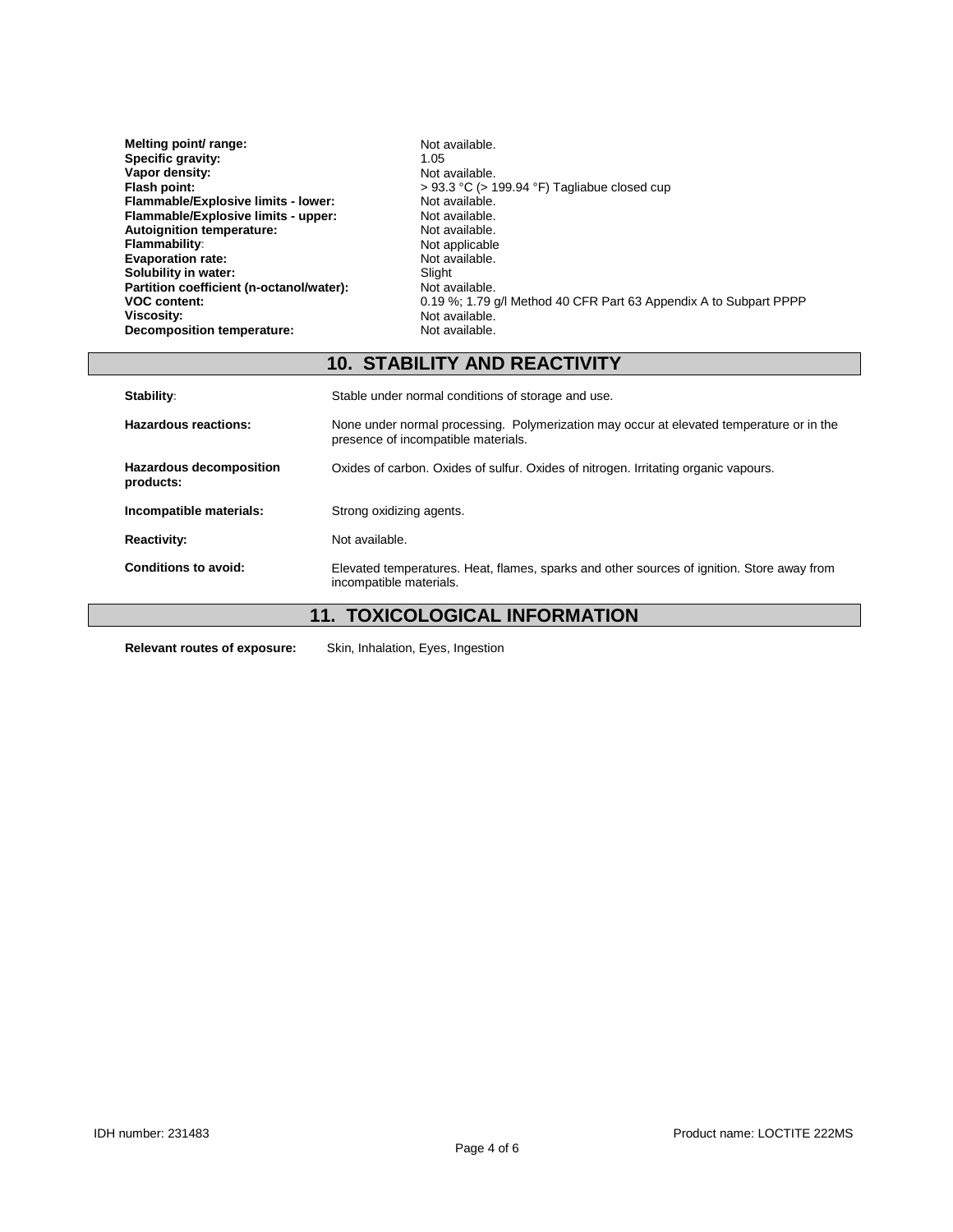| | |
|---|---|
| **Melting point/ range:** | Not available. |
| **Specific gravity:** | 1.05 |
| **Vapor density:** | Not available. |
| **Flash point:** | > 93.3 °C (> 199.94 °F) Tagliabue closed cup |
| **Flammable/Explosive limits - lower:** | Not available. |
| **Flammable/Explosive limits - upper:** | Not available. |
| **Autoignition temperature:** | Not available. |
| **Flammability:** | Not applicable |
| **Evaporation rate:** | Not available. |
| **Solubility in water:** | Slight |
| **Partition coefficient (n-octanol/water):** | Not available. |
| **VOC content:** | 0.19 %; 1.79 g/l Method 40 CFR Part 63 Appendix A to Subpart PPPP |
| **Viscosity:** | Not available. |
| **Decomposition temperature:** | Not available. |

## 10. STABILITY AND REACTIVITY

| | |
|---|---|
| **Stability:** | Stable under normal conditions of storage and use. |
| **Hazardous reactions:** | None under normal processing. Polymerization may occur at elevated temperature or in the presence of incompatible materials. |
| **Hazardous decomposition products:** | Oxides of carbon. Oxides of sulfur. Oxides of nitrogen. Irritating organic vapours. |
| **Incompatible materials:** | Strong oxidizing agents. |
| **Reactivity:** | Not available. |
| **Conditions to avoid:** | Elevated temperatures. Heat, flames, sparks and other sources of ignition. Store away from incompatible materials. |

## 11. TOXICOLOGICAL INFORMATION

**Relevant routes of exposure:** Skin, Inhalation, Eyes, Ingestion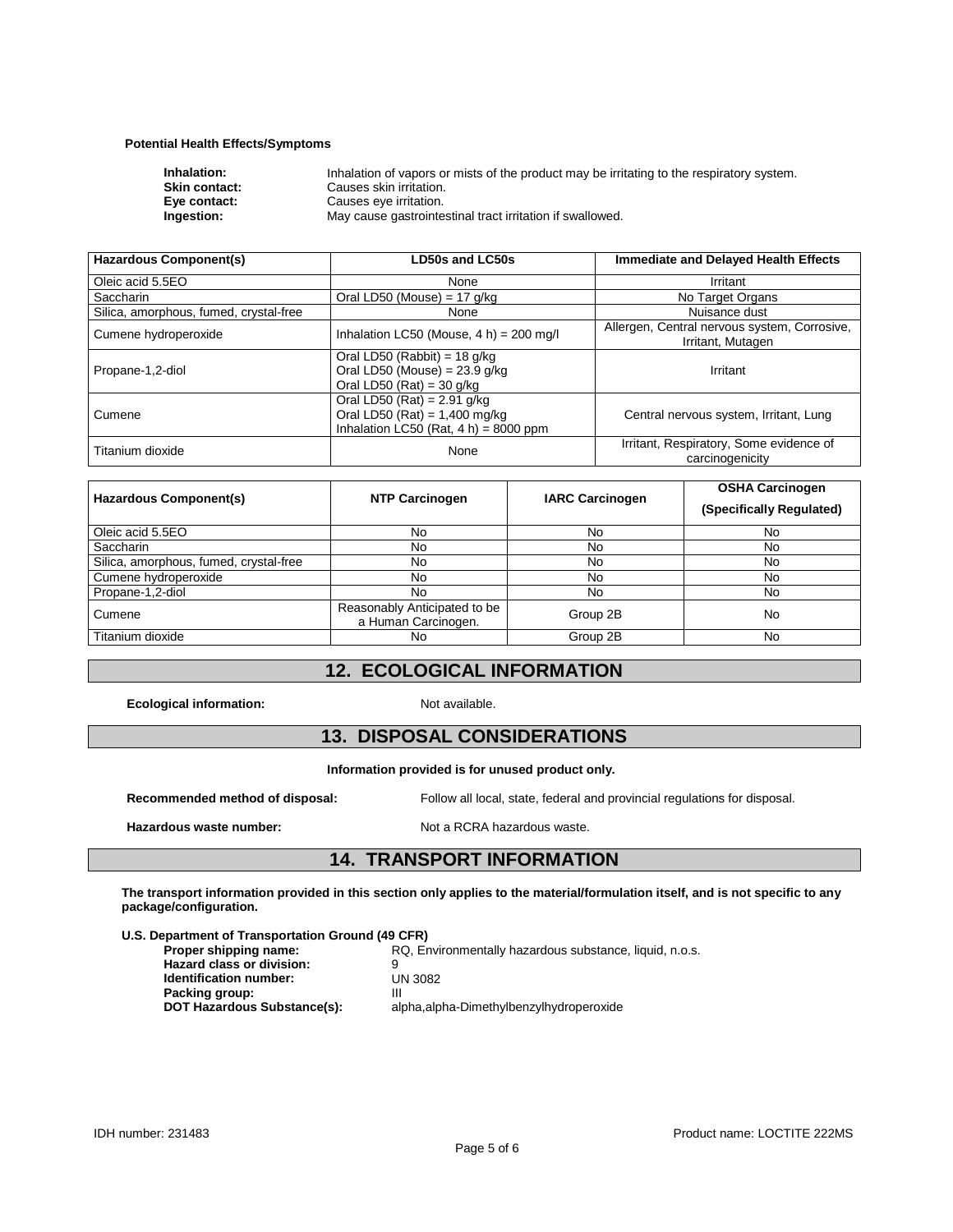**Potential Health Effects/Symptoms**

**Inhalation:** Inhalation of vapors or mists of the product may be irritating to the respiratory system.
**Skin contact:** Causes skin irritation.
**Eye contact:** Causes eye irritation.
**Ingestion:** May cause gastrointestinal tract irritation if swallowed.

| Hazardous Component(s) | LD50s and LC50s | Immediate and Delayed Health Effects |
|---|---|---|
| Oleic acid 5.5EO | None | Irritant |
| Saccharin | Oral LD50 (Mouse) = 17 g/kg | No Target Organs |
| Silica, amorphous, fumed, crystal-free | None | Nuisance dust |
| Cumene hydroperoxide | Inhalation LC50 (Mouse, 4 h) = 200 mg/l | Allergen, Central nervous system, Corrosive, Irritant, Mutagen |
| Propane-1,2-diol | Oral LD50 (Rabbit) = 18 g/kg<br>Oral LD50 (Mouse) = 23.9 g/kg<br>Oral LD50 (Rat) = 30 g/kg | Irritant |
| Cumene | Oral LD50 (Rat) = 2.91 g/kg<br>Oral LD50 (Rat) = 1,400 mg/kg<br>Inhalation LC50 (Rat, 4 h) = 8000 ppm | Central nervous system, Irritant, Lung |
| Titanium dioxide | None | Irritant, Respiratory, Some evidence of carcinogenicity |

| Hazardous Component(s) | NTP Carcinogen | IARC Carcinogen | OSHA Carcinogen (Specifically Regulated) |
|---|---|---|---|
| Oleic acid 5.5EO | No | No | No |
| Saccharin | No | No | No |
| Silica, amorphous, fumed, crystal-free | No | No | No |
| Cumene hydroperoxide | No | No | No |
| Propane-1,2-diol | No | No | No |
| Cumene | Reasonably Anticipated to be a Human Carcinogen. | Group 2B | No |
| Titanium dioxide | No | Group 2B | No |

## 12. ECOLOGICAL INFORMATION

**Ecological information:** Not available.

## 13. DISPOSAL CONSIDERATIONS

**Information provided is for unused product only.**

**Recommended method of disposal:** Follow all local, state, federal and provincial regulations for disposal.

**Hazardous waste number:** Not a RCRA hazardous waste.

## 14. TRANSPORT INFORMATION

**The transport information provided in this section only applies to the material/formulation itself, and is not specific to any package/configuration.**

**U.S. Department of Transportation Ground (49 CFR)**

**Proper shipping name:** RQ, Environmentally hazardous substance, liquid, n.o.s.
**Hazard class or division:** 9
**Identification number:** UN 3082
**Packing group:** III
**DOT Hazardous Substance(s):** alpha,alpha-Dimethylbenzylhydroperoxide

IDH number: 231483 Product name: LOCTITE 222MS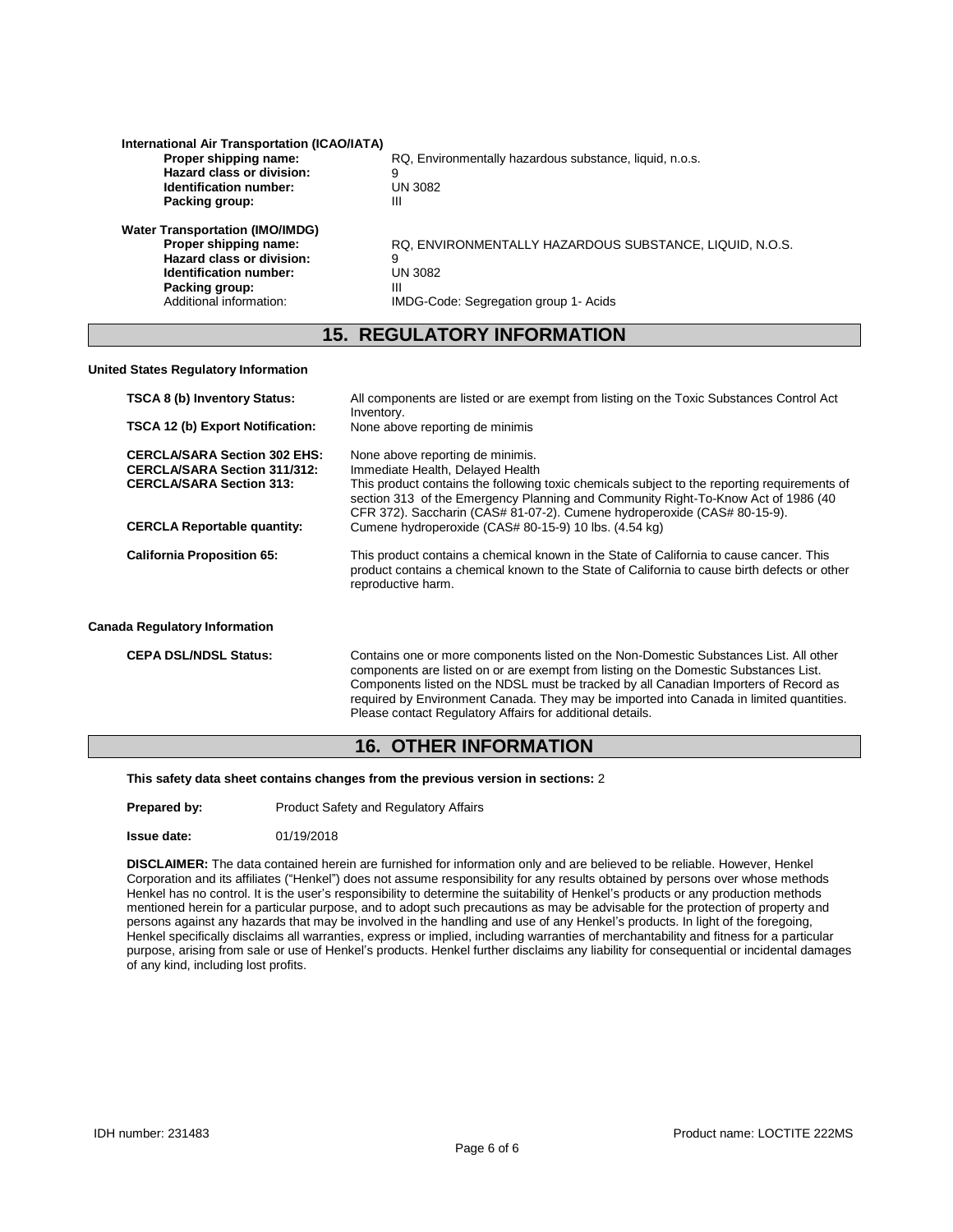**International Air Transportation (ICAO/IATA)**

| | |
|---|---|
| **Proper shipping name:** | RQ, Environmentally hazardous substance, liquid, n.o.s. |
| **Hazard class or division:** | 9 |
| **Identification number:** | UN 3082 |
| **Packing group:** | III |

**Water Transportation (IMO/IMDG)**

| | |
|---|---|
| **Proper shipping name:** | RQ, ENVIRONMENTALLY HAZARDOUS SUBSTANCE, LIQUID, N.O.S. |
| **Hazard class or division:** | 9 |
| **Identification number:** | UN 3082 |
| **Packing group:** | III |
| Additional information: | IMDG-Code: Segregation group 1- Acids |

## 15. REGULATORY INFORMATION

**United States Regulatory Information**

| | |
|---|---|
| **TSCA 8 (b) Inventory Status:** | All components are listed or are exempt from listing on the Toxic Substances Control Act Inventory. |
| **TSCA 12 (b) Export Notification:** | None above reporting de minimis |
| **CERCLA/SARA Section 302 EHS:** | None above reporting de minimis. |
| **CERCLA/SARA Section 311/312:** | Immediate Health, Delayed Health |
| **CERCLA/SARA Section 313:** | This product contains the following toxic chemicals subject to the reporting requirements of section 313 of the Emergency Planning and Community Right-To-Know Act of 1986 (40 CFR 372). Saccharin (CAS# 81-07-2). Cumene hydroperoxide (CAS# 80-15-9). |
| **CERCLA Reportable quantity:** | Cumene hydroperoxide (CAS# 80-15-9) 10 lbs. (4.54 kg) |
| **California Proposition 65:** | This product contains a chemical known in the State of California to cause cancer. This product contains a chemical known to the State of California to cause birth defects or other reproductive harm. |

**Canada Regulatory Information**

| | |
|---|---|
| **CEPA DSL/NDSL Status:** | Contains one or more components listed on the Non-Domestic Substances List. All other components are listed on or are exempt from listing on the Domestic Substances List. Components listed on the NDSL must be tracked by all Canadian Importers of Record as required by Environment Canada. They may be imported into Canada in limited quantities. Please contact Regulatory Affairs for additional details. |

## 16. OTHER INFORMATION

**This safety data sheet contains changes from the previous version in sections:** 2

**Prepared by:** Product Safety and Regulatory Affairs

**Issue date:** 01/19/2018

**DISCLAIMER:** The data contained herein are furnished for information only and are believed to be reliable. However, Henkel Corporation and its affiliates ("Henkel") does not assume responsibility for any results obtained by persons over whose methods Henkel has no control. It is the user's responsibility to determine the suitability of Henkel's products or any production methods mentioned herein for a particular purpose, and to adopt such precautions as may be advisable for the protection of property and persons against any hazards that may be involved in the handling and use of any Henkel's products. In light of the foregoing, Henkel specifically disclaims all warranties, express or implied, including warranties of merchantability and fitness for a particular purpose, arising from sale or use of Henkel's products. Henkel further disclaims any liability for consequential or incidental damages of any kind, including lost profits.

IDH number: 231483

Product name: LOCTITE 222MS